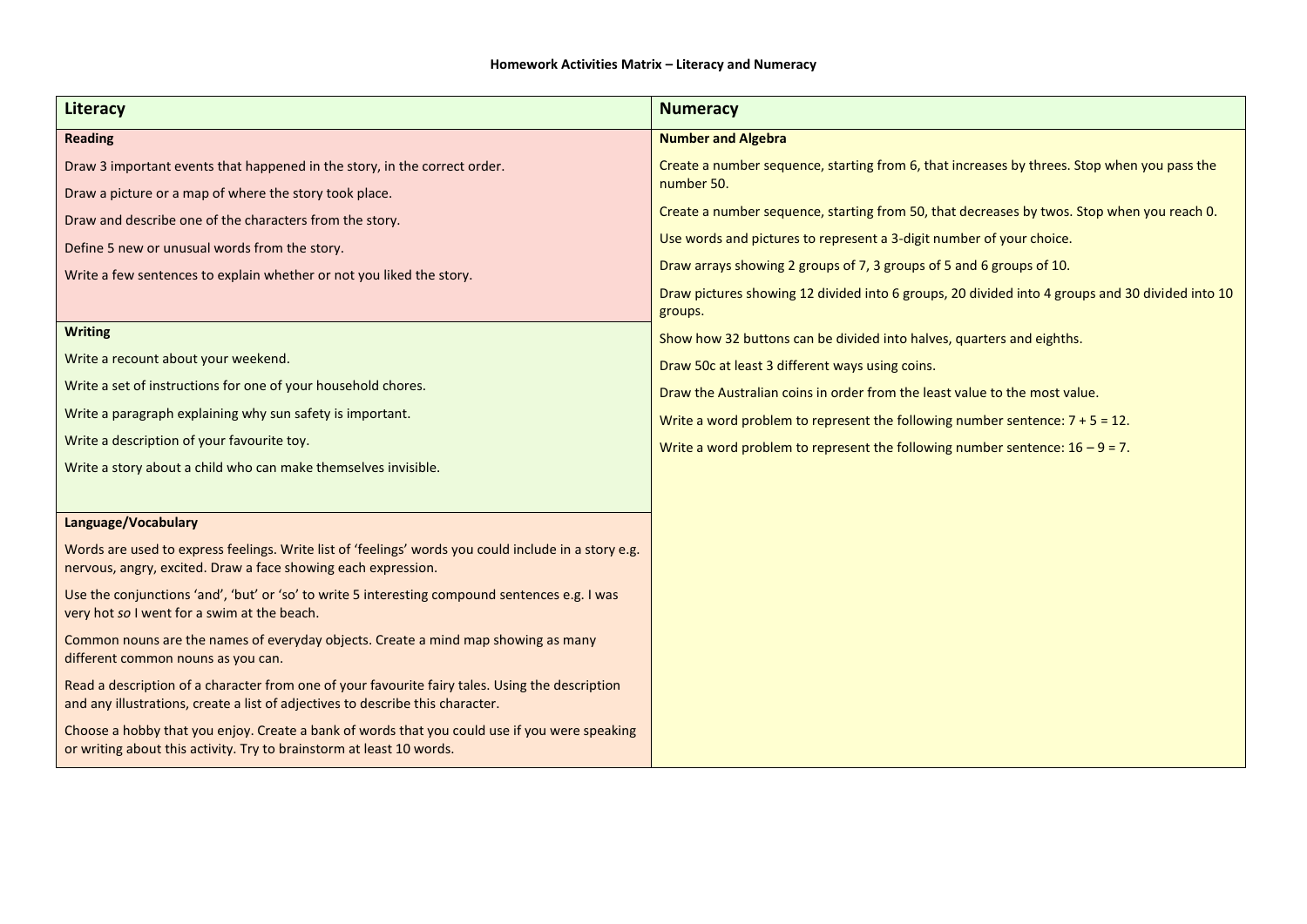**Homework Activities Matrix – Literacy and Numeracy**

| Literacy | Numeracy |
|---|---|
| **Reading**<br><br>Draw 3 important events that happened in the story, in the correct order.<br><br>Draw a picture or a map of where the story took place.<br><br>Draw and describe one of the characters from the story.<br><br>Define 5 new or unusual words from the story.<br><br>Write a few sentences to explain whether or not you liked the story.<br><br>**Writing**<br><br>Write a recount about your weekend.<br><br>Write a set of instructions for one of your household chores.<br><br>Write a paragraph explaining why sun safety is important.<br><br>Write a description of your favourite toy.<br><br>Write a story about a child who can make themselves invisible.<br><br>**Language/Vocabulary**<br><br>Words are used to express feelings. Write list of 'feelings' words you could include in a story e.g. nervous, angry, excited. Draw a face showing each expression.<br><br>Use the conjunctions 'and', 'but' or 'so' to write 5 interesting compound sentences e.g. I was very hot *so* I went for a swim at the beach.<br><br>Common nouns are the names of everyday objects. Create a mind map showing as many different common nouns as you can.<br><br>Read a description of a character from one of your favourite fairy tales. Using the description and any illustrations, create a list of adjectives to describe this character.<br><br>Choose a hobby that you enjoy. Create a bank of words that you could use if you were speaking or writing about this activity. Try to brainstorm at least 10 words. | **Number and Algebra**<br><br>Create a number sequence, starting from 6, that increases by threes. Stop when you pass the number 50.<br><br>Create a number sequence, starting from 50, that decreases by twos. Stop when you reach 0.<br><br>Use words and pictures to represent a 3-digit number of your choice.<br><br>Draw arrays showing 2 groups of 7, 3 groups of 5 and 6 groups of 10.<br><br>Draw pictures showing 12 divided into 6 groups, 20 divided into 4 groups and 30 divided into 10 groups.<br><br>Show how 32 buttons can be divided into halves, quarters and eighths.<br><br>Draw 50c at least 3 different ways using coins.<br><br>Draw the Australian coins in order from the least value to the most value.<br><br>Write a word problem to represent the following number sentence: $7 + 5 = 12$.<br><br>Write a word problem to represent the following number sentence: $16 - 9 = 7$. |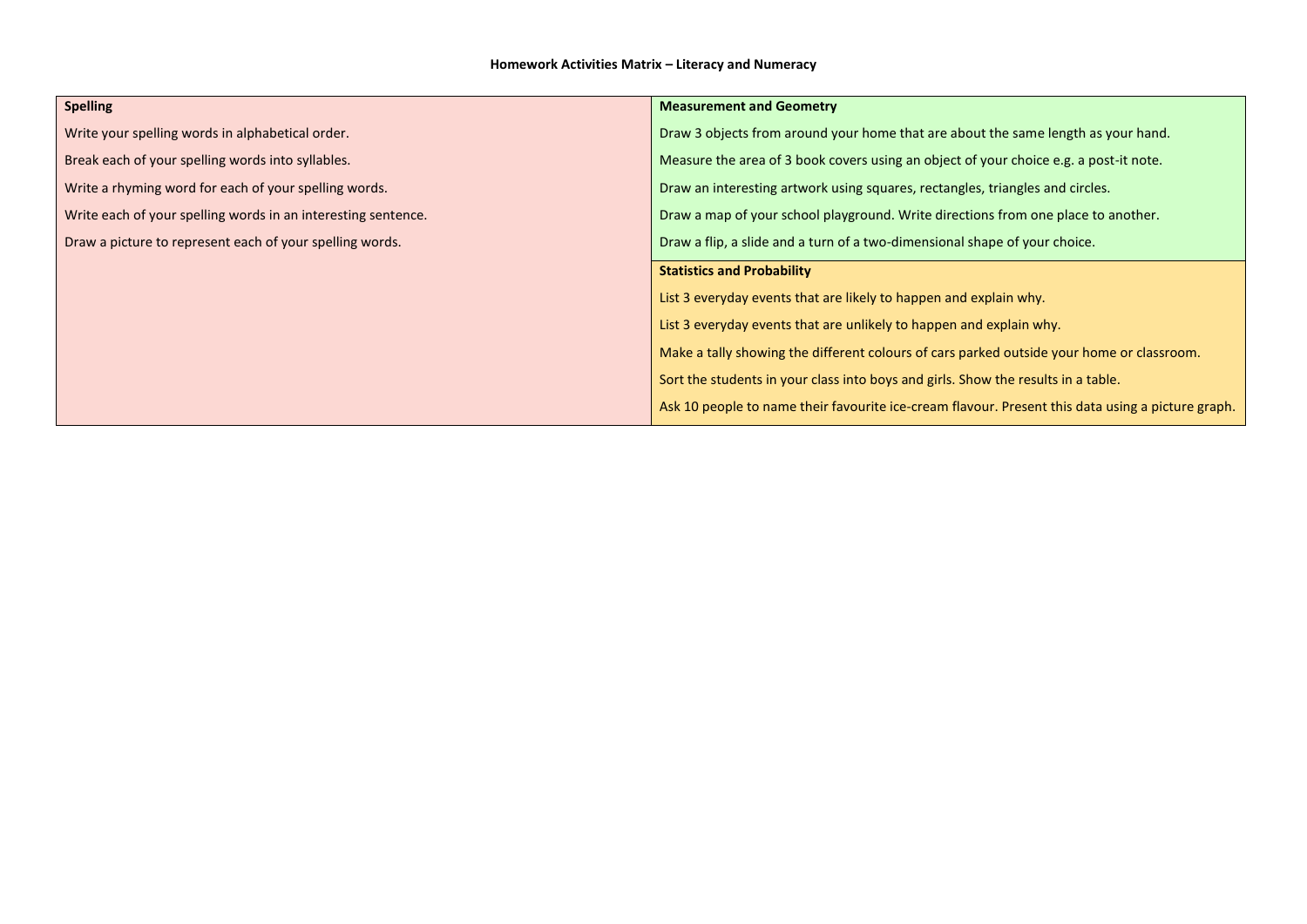**Homework Activities Matrix – Literacy and Numeracy**

| | |
|---|---|
| **Spelling**<br>Write your spelling words in alphabetical order.<br>Break each of your spelling words into syllables.<br>Write a rhyming word for each of your spelling words.<br>Write each of your spelling words in an interesting sentence.<br>Draw a picture to represent each of your spelling words. | **Measurement and Geometry**<br>Draw 3 objects from around your home that are about the same length as your hand.<br>Measure the area of 3 book covers using an object of your choice e.g. a post-it note.<br>Draw an interesting artwork using squares, rectangles, triangles and circles.<br>Draw a map of your school playground. Write directions from one place to another.<br>Draw a flip, a slide and a turn of a two-dimensional shape of your choice. |
| | **Statistics and Probability**<br>List 3 everyday events that are likely to happen and explain why.<br>List 3 everyday events that are unlikely to happen and explain why.<br>Make a tally showing the different colours of cars parked outside your home or classroom.<br>Sort the students in your class into boys and girls. Show the results in a table.<br>Ask 10 people to name their favourite ice-cream flavour. Present this data using a picture graph. |